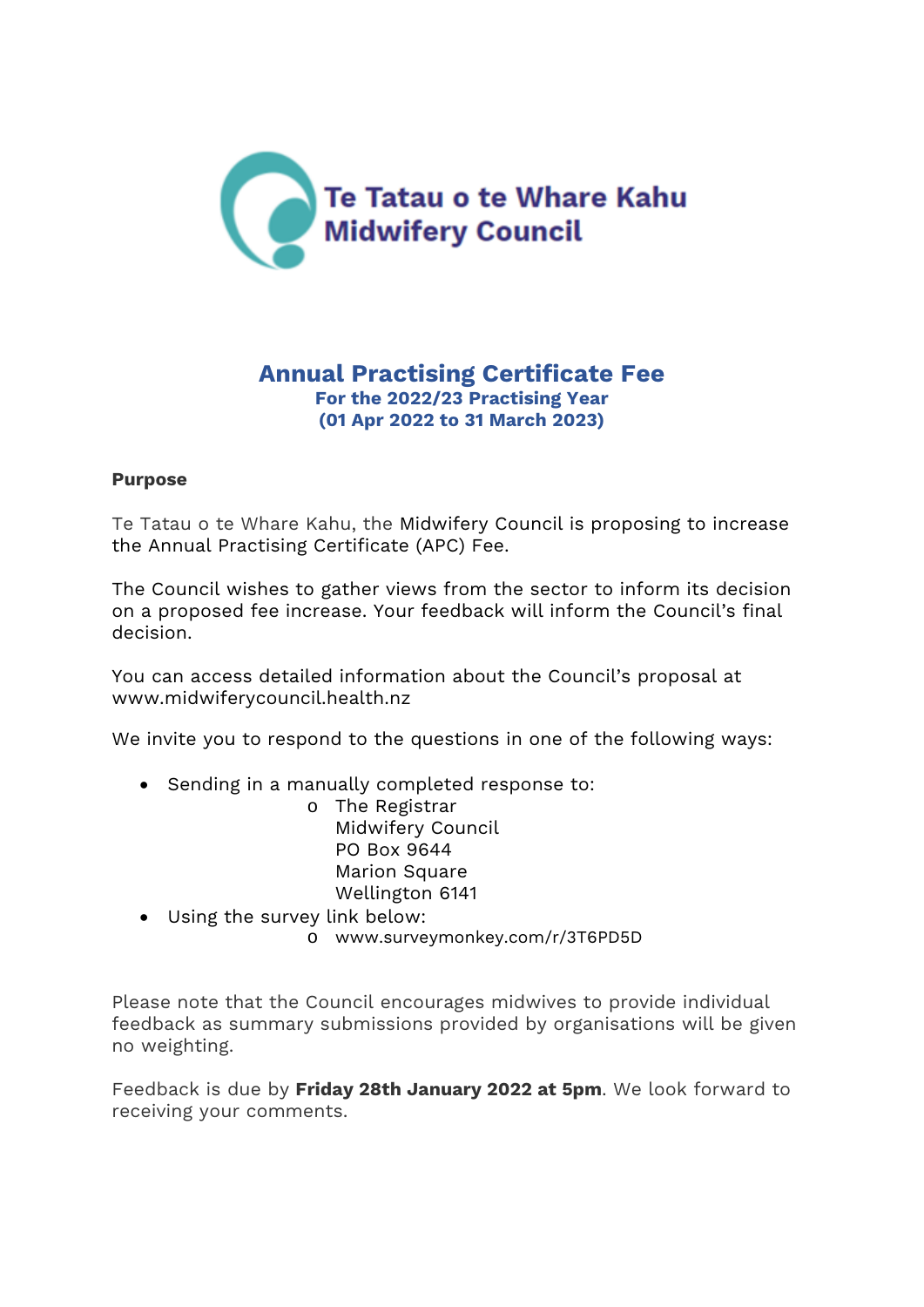Te Tatau o te Whare Kahu
Midwifery Council

# Annual Practising Certificate Fee

**For the 2022/23 Practising Year**
**(01 Apr 2022 to 31 March 2023)**

**Purpose**

Te Tatau o te Whare Kahu, the Midwifery Council is proposing to increase the Annual Practising Certificate (APC) Fee.

The Council wishes to gather views from the sector to inform its decision on a proposed fee increase. Your feedback will inform the Council's final decision.

You can access detailed information about the Council's proposal at www.midwiferycouncil.health.nz

We invite you to respond to the questions in one of the following ways:

- Sending in a manually completed response to:
  - The Registrar
    Midwifery Council
    PO Box 9644
    Marion Square
    Wellington 6141
- Using the survey link below:
  - www.surveymonkey.com/r/3T6PD5D

Please note that the Council encourages midwives to provide individual feedback as summary submissions provided by organisations will be given no weighting.

Feedback is due by **Friday 28th January 2022 at 5pm**. We look forward to receiving your comments.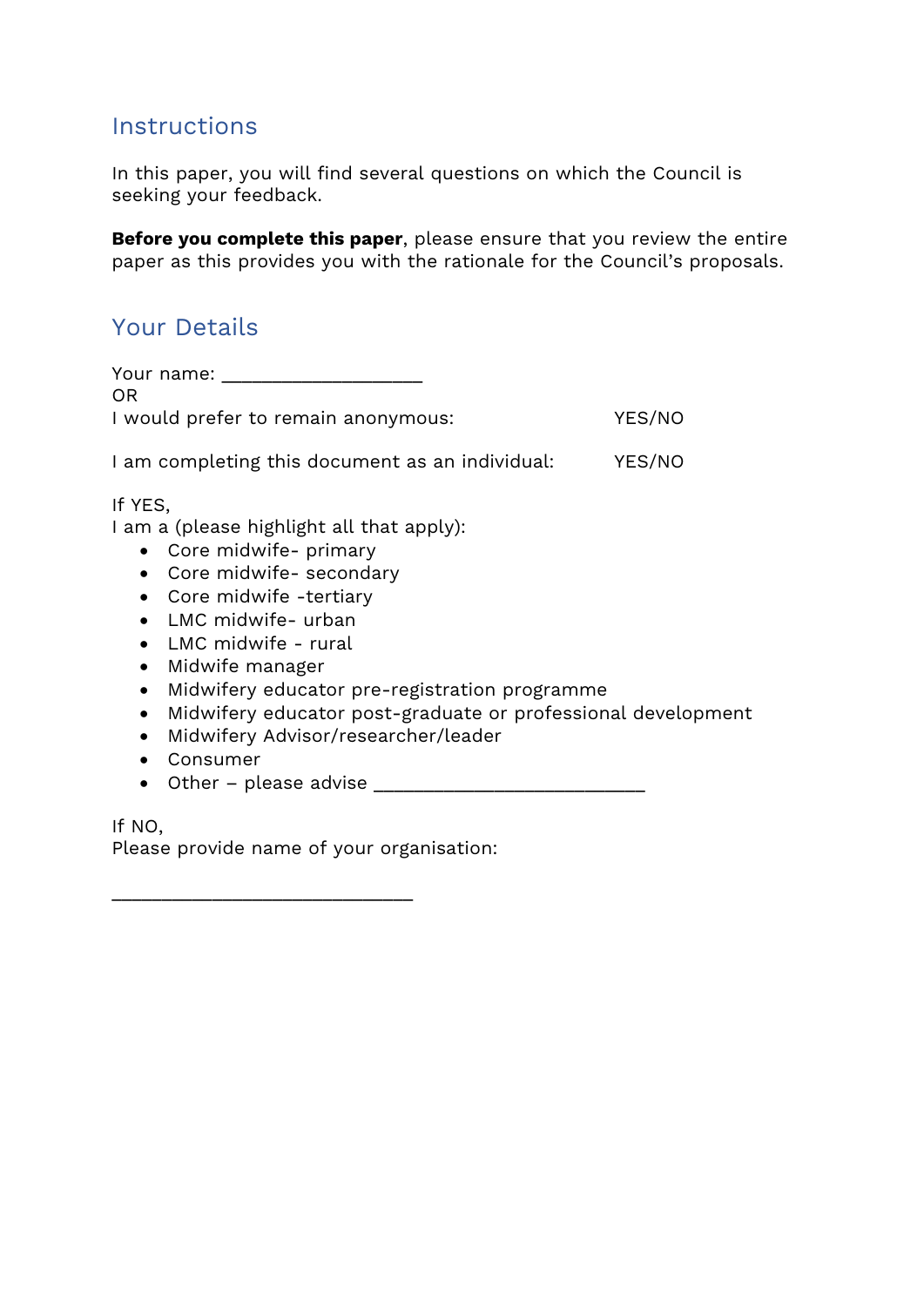## Instructions

In this paper, you will find several questions on which the Council is seeking your feedback.

**Before you complete this paper**, please ensure that you review the entire paper as this provides you with the rationale for the Council's proposals.

## Your Details

Your name: ___________________
OR
I would prefer to remain anonymous: YES/NO

I am completing this document as an individual: YES/NO

If YES,
I am a (please highlight all that apply):

- Core midwife- primary
- Core midwife- secondary
- Core midwife -tertiary
- LMC midwife- urban
- LMC midwife - rural
- Midwife manager
- Midwifery educator pre-registration programme
- Midwifery educator post-graduate or professional development
- Midwifery Advisor/researcher/leader
- Consumer
- Other – please advise __________________________

If NO,
Please provide name of your organisation:

_____________________________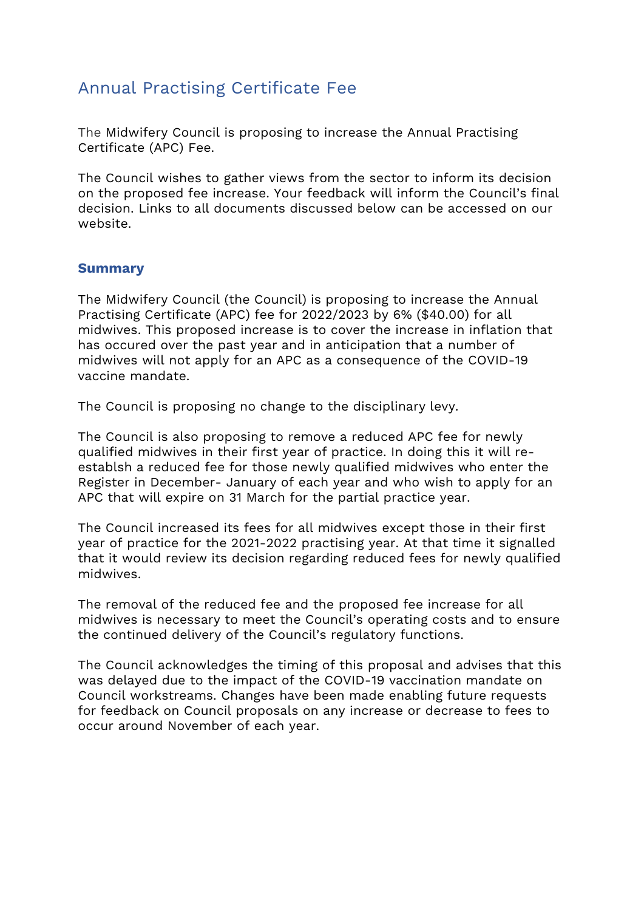## Annual Practising Certificate Fee

The Midwifery Council is proposing to increase the Annual Practising Certificate (APC) Fee.

The Council wishes to gather views from the sector to inform its decision on the proposed fee increase. Your feedback will inform the Council's final decision. Links to all documents discussed below can be accessed on our website.

### Summary

The Midwifery Council (the Council) is proposing to increase the Annual Practising Certificate (APC) fee for 2022/2023 by 6% ($40.00) for all midwives. This proposed increase is to cover the increase in inflation that has occured over the past year and in anticipation that a number of midwives will not apply for an APC as a consequence of the COVID-19 vaccine mandate.

The Council is proposing no change to the disciplinary levy.

The Council is also proposing to remove a reduced APC fee for newly qualified midwives in their first year of practice. In doing this it will re-establsh a reduced fee for those newly qualified midwives who enter the Register in December- January of each year and who wish to apply for an APC that will expire on 31 March for the partial practice year.

The Council increased its fees for all midwives except those in their first year of practice for the 2021-2022 practising year. At that time it signalled that it would review its decision regarding reduced fees for newly qualified midwives.

The removal of the reduced fee and the proposed fee increase for all midwives is necessary to meet the Council's operating costs and to ensure the continued delivery of the Council's regulatory functions.

The Council acknowledges the timing of this proposal and advises that this was delayed due to the impact of the COVID-19 vaccination mandate on Council workstreams. Changes have been made enabling future requests for feedback on Council proposals on any increase or decrease to fees to occur around November of each year.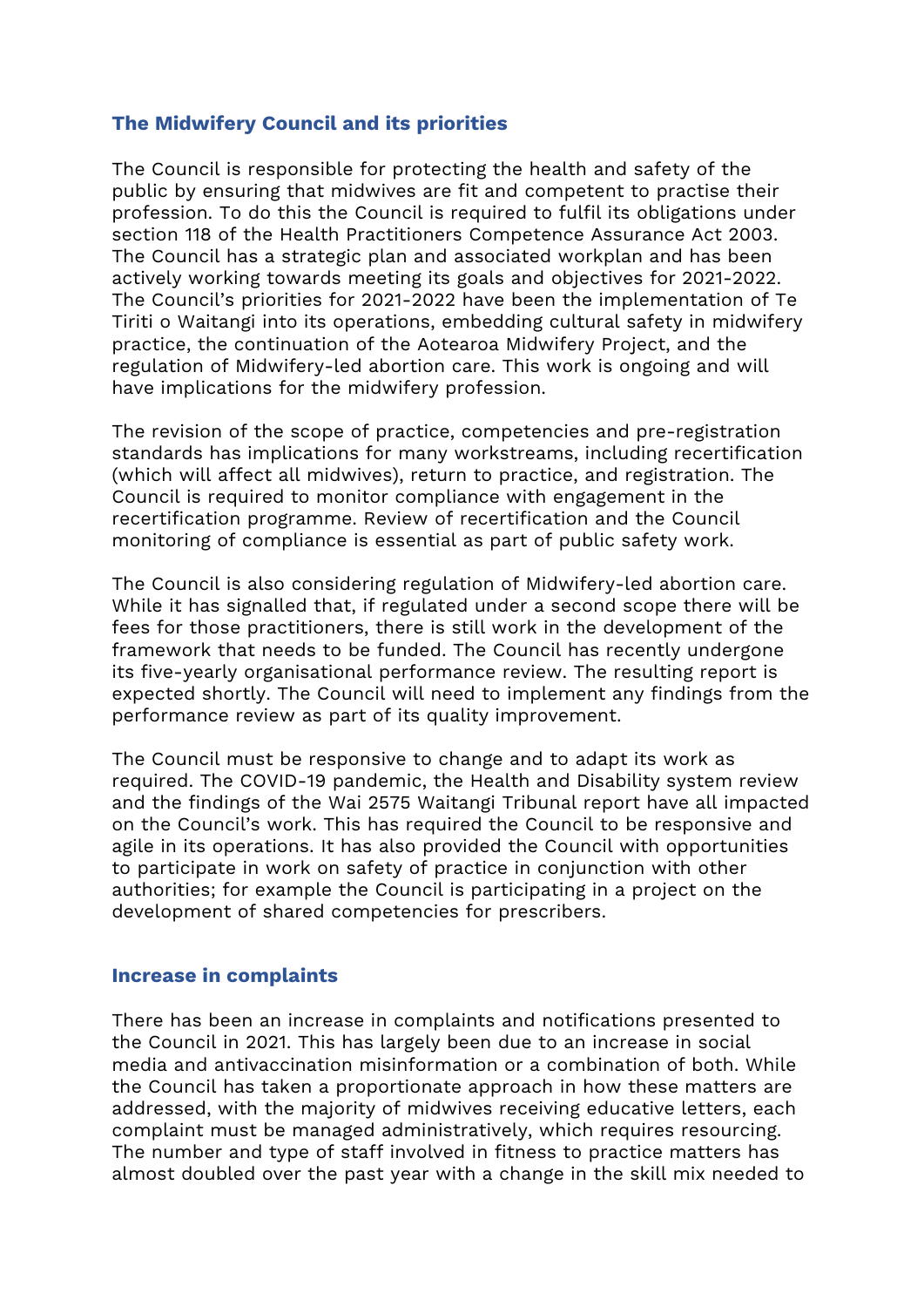## The Midwifery Council and its priorities

The Council is responsible for protecting the health and safety of the public by ensuring that midwives are fit and competent to practise their profession. To do this the Council is required to fulfil its obligations under section 118 of the Health Practitioners Competence Assurance Act 2003. The Council has a strategic plan and associated workplan and has been actively working towards meeting its goals and objectives for 2021-2022. The Council's priorities for 2021-2022 have been the implementation of Te Tiriti o Waitangi into its operations, embedding cultural safety in midwifery practice, the continuation of the Aotearoa Midwifery Project, and the regulation of Midwifery-led abortion care. This work is ongoing and will have implications for the midwifery profession.

The revision of the scope of practice, competencies and pre-registration standards has implications for many workstreams, including recertification (which will affect all midwives), return to practice, and registration. The Council is required to monitor compliance with engagement in the recertification programme. Review of recertification and the Council monitoring of compliance is essential as part of public safety work.

The Council is also considering regulation of Midwifery-led abortion care. While it has signalled that, if regulated under a second scope there will be fees for those practitioners, there is still work in the development of the framework that needs to be funded. The Council has recently undergone its five-yearly organisational performance review. The resulting report is expected shortly. The Council will need to implement any findings from the performance review as part of its quality improvement.

The Council must be responsive to change and to adapt its work as required. The COVID-19 pandemic, the Health and Disability system review and the findings of the Wai 2575 Waitangi Tribunal report have all impacted on the Council's work. This has required the Council to be responsive and agile in its operations. It has also provided the Council with opportunities to participate in work on safety of practice in conjunction with other authorities; for example the Council is participating in a project on the development of shared competencies for prescribers.

## Increase in complaints

There has been an increase in complaints and notifications presented to the Council in 2021. This has largely been due to an increase in social media and antivaccination misinformation or a combination of both. While the Council has taken a proportionate approach in how these matters are addressed, with the majority of midwives receiving educative letters, each complaint must be managed administratively, which requires resourcing. The number and type of staff involved in fitness to practice matters has almost doubled over the past year with a change in the skill mix needed to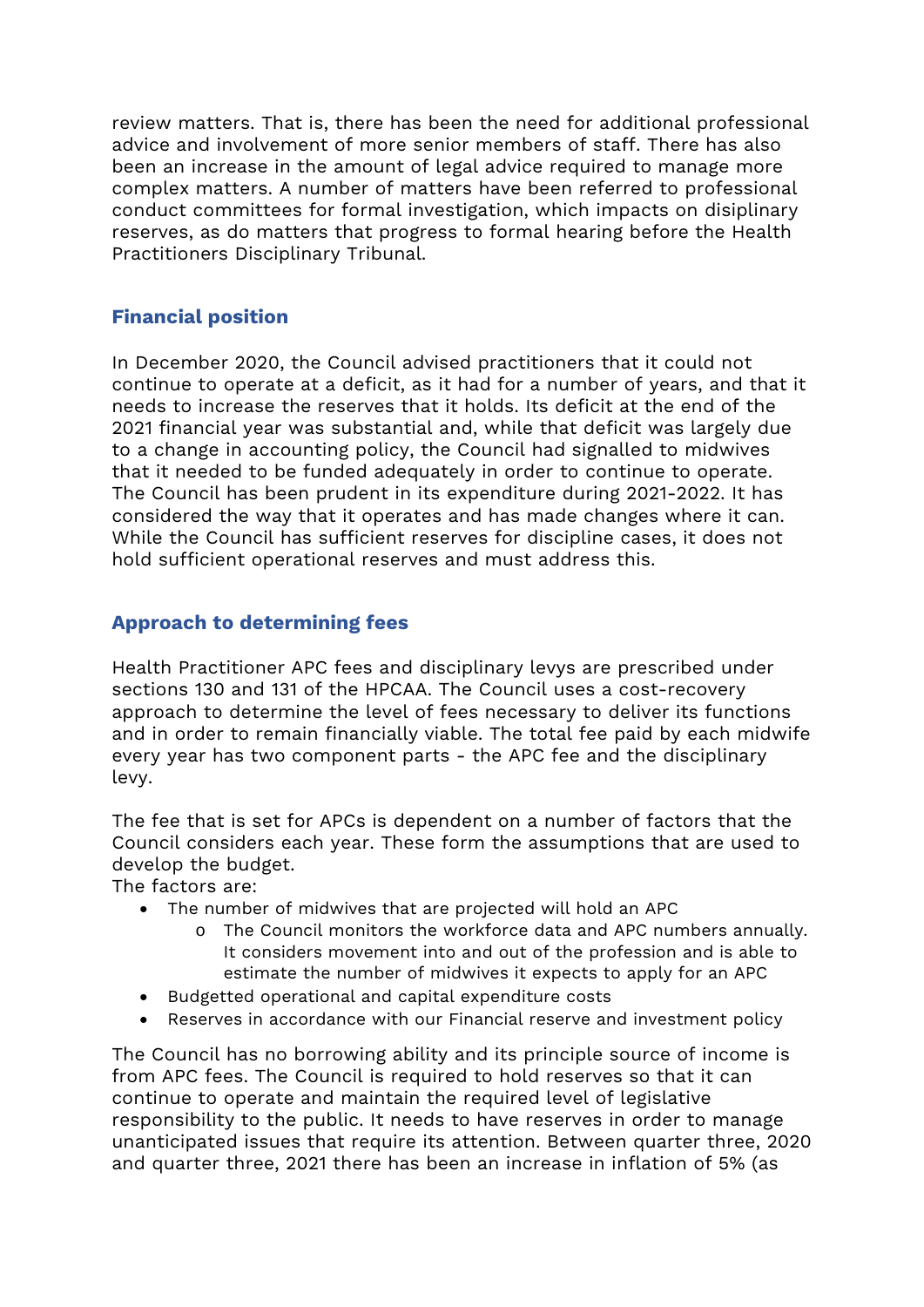review matters. That is, there has been the need for additional professional advice and involvement of more senior members of staff. There has also been an increase in the amount of legal advice required to manage more complex matters. A number of matters have been referred to professional conduct committees for formal investigation, which impacts on disiplinary reserves, as do matters that progress to formal hearing before the Health Practitioners Disciplinary Tribunal.

## Financial position

In December 2020, the Council advised practitioners that it could not continue to operate at a deficit, as it had for a number of years, and that it needs to increase the reserves that it holds. Its deficit at the end of the 2021 financial year was substantial and, while that deficit was largely due to a change in accounting policy, the Council had signalled to midwives that it needed to be funded adequately in order to continue to operate. The Council has been prudent in its expenditure during 2021-2022. It has considered the way that it operates and has made changes where it can. While the Council has sufficient reserves for discipline cases, it does not hold sufficient operational reserves and must address this.

## Approach to determining fees

Health Practitioner APC fees and disciplinary levys are prescribed under sections 130 and 131 of the HPCAA. The Council uses a cost-recovery approach to determine the level of fees necessary to deliver its functions and in order to remain financially viable. The total fee paid by each midwife every year has two component parts - the APC fee and the disciplinary levy.

The fee that is set for APCs is dependent on a number of factors that the Council considers each year. These form the assumptions that are used to develop the budget.
The factors are:

- The number of midwives that are projected will hold an APC
  - The Council monitors the workforce data and APC numbers annually. It considers movement into and out of the profession and is able to estimate the number of midwives it expects to apply for an APC
- Budgetted operational and capital expenditure costs
- Reserves in accordance with our Financial reserve and investment policy

The Council has no borrowing ability and its principle source of income is from APC fees. The Council is required to hold reserves so that it can continue to operate and maintain the required level of legislative responsibility to the public. It needs to have reserves in order to manage unanticipated issues that require its attention. Between quarter three, 2020 and quarter three, 2021 there has been an increase in inflation of 5% (as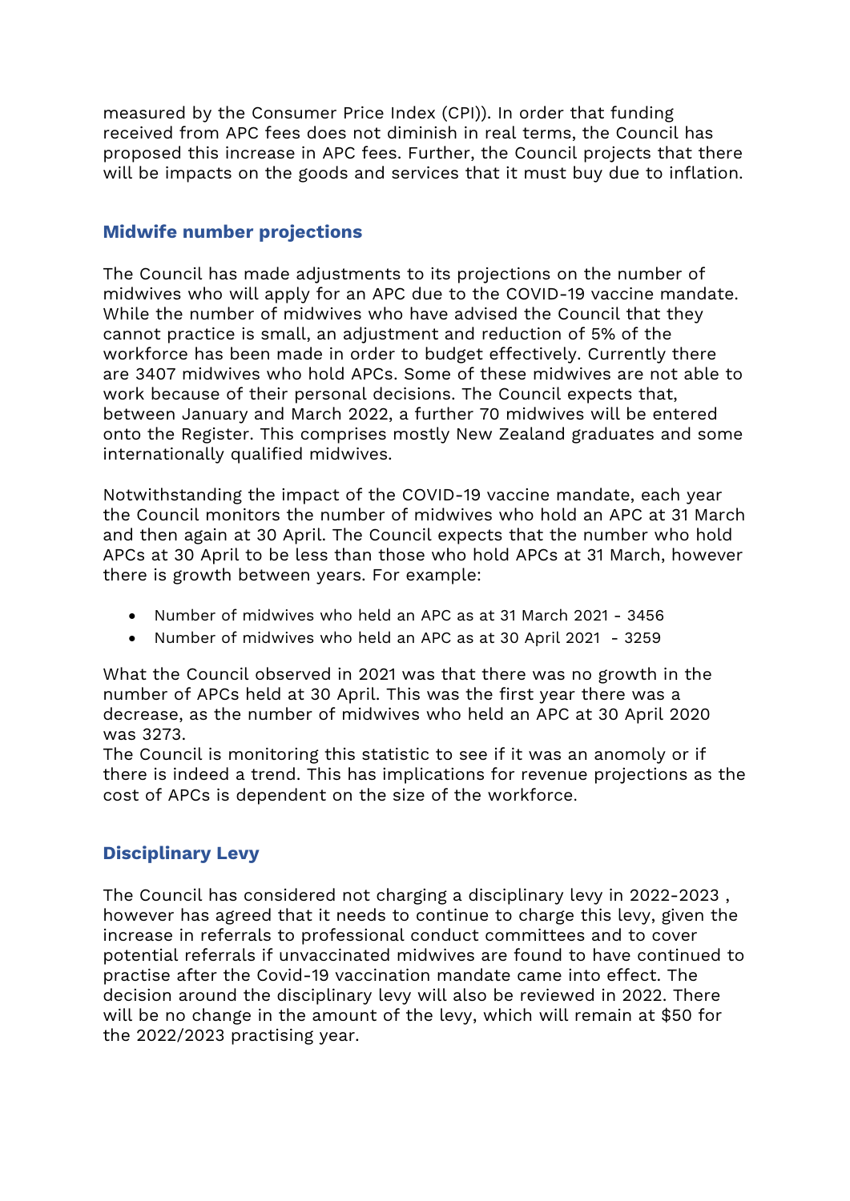measured by the Consumer Price Index (CPI)). In order that funding received from APC fees does not diminish in real terms, the Council has proposed this increase in APC fees. Further, the Council projects that there will be impacts on the goods and services that it must buy due to inflation.

### Midwife number projections

The Council has made adjustments to its projections on the number of midwives who will apply for an APC due to the COVID-19 vaccine mandate. While the number of midwives who have advised the Council that they cannot practice is small, an adjustment and reduction of 5% of the workforce has been made in order to budget effectively. Currently there are 3407 midwives who hold APCs. Some of these midwives are not able to work because of their personal decisions. The Council expects that, between January and March 2022, a further 70 midwives will be entered onto the Register. This comprises mostly New Zealand graduates and some internationally qualified midwives.

Notwithstanding the impact of the COVID-19 vaccine mandate, each year the Council monitors the number of midwives who hold an APC at 31 March and then again at 30 April. The Council expects that the number who hold APCs at 30 April to be less than those who hold APCs at 31 March, however there is growth between years. For example:

- Number of midwives who held an APC as at 31 March 2021 - 3456
- Number of midwives who held an APC as at 30 April 2021 - 3259

What the Council observed in 2021 was that there was no growth in the number of APCs held at 30 April. This was the first year there was a decrease, as the number of midwives who held an APC at 30 April 2020 was 3273.
The Council is monitoring this statistic to see if it was an anomoly or if there is indeed a trend. This has implications for revenue projections as the cost of APCs is dependent on the size of the workforce.

### Disciplinary Levy

The Council has considered not charging a disciplinary levy in 2022-2023 , however has agreed that it needs to continue to charge this levy, given the increase in referrals to professional conduct committees and to cover potential referrals if unvaccinated midwives are found to have continued to practise after the Covid-19 vaccination mandate came into effect. The decision around the disciplinary levy will also be reviewed in 2022. There will be no change in the amount of the levy, which will remain at $50 for the 2022/2023 practising year.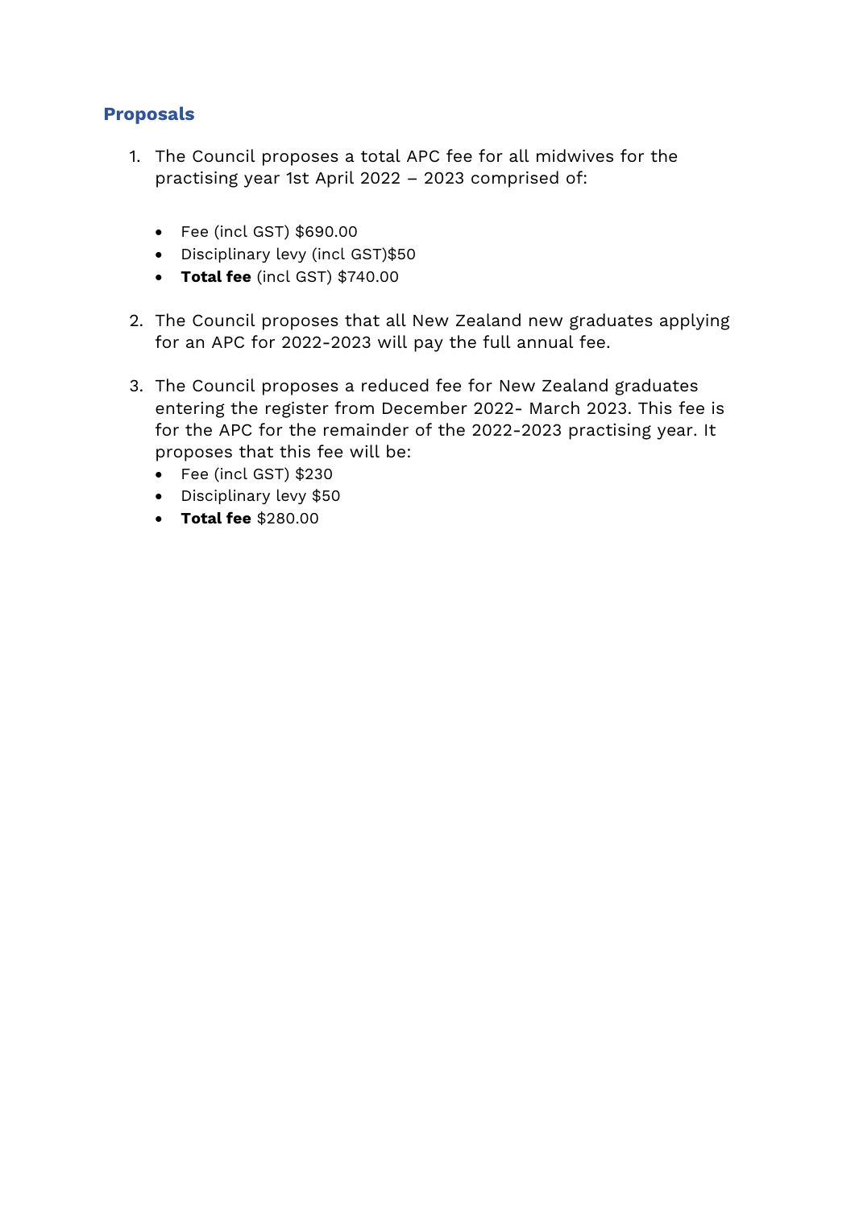## Proposals

1. The Council proposes a total APC fee for all midwives for the practising year 1st April 2022 – 2023 comprised of:

   - Fee (incl GST) $690.00
   - Disciplinary levy (incl GST)$50
   - **Total fee** (incl GST) $740.00

2. The Council proposes that all New Zealand new graduates applying for an APC for 2022-2023 will pay the full annual fee.

3. The Council proposes a reduced fee for New Zealand graduates entering the register from December 2022- March 2023. This fee is for the APC for the remainder of the 2022-2023 practising year. It proposes that this fee will be:
   - Fee (incl GST) $230
   - Disciplinary levy $50
   - **Total fee** $280.00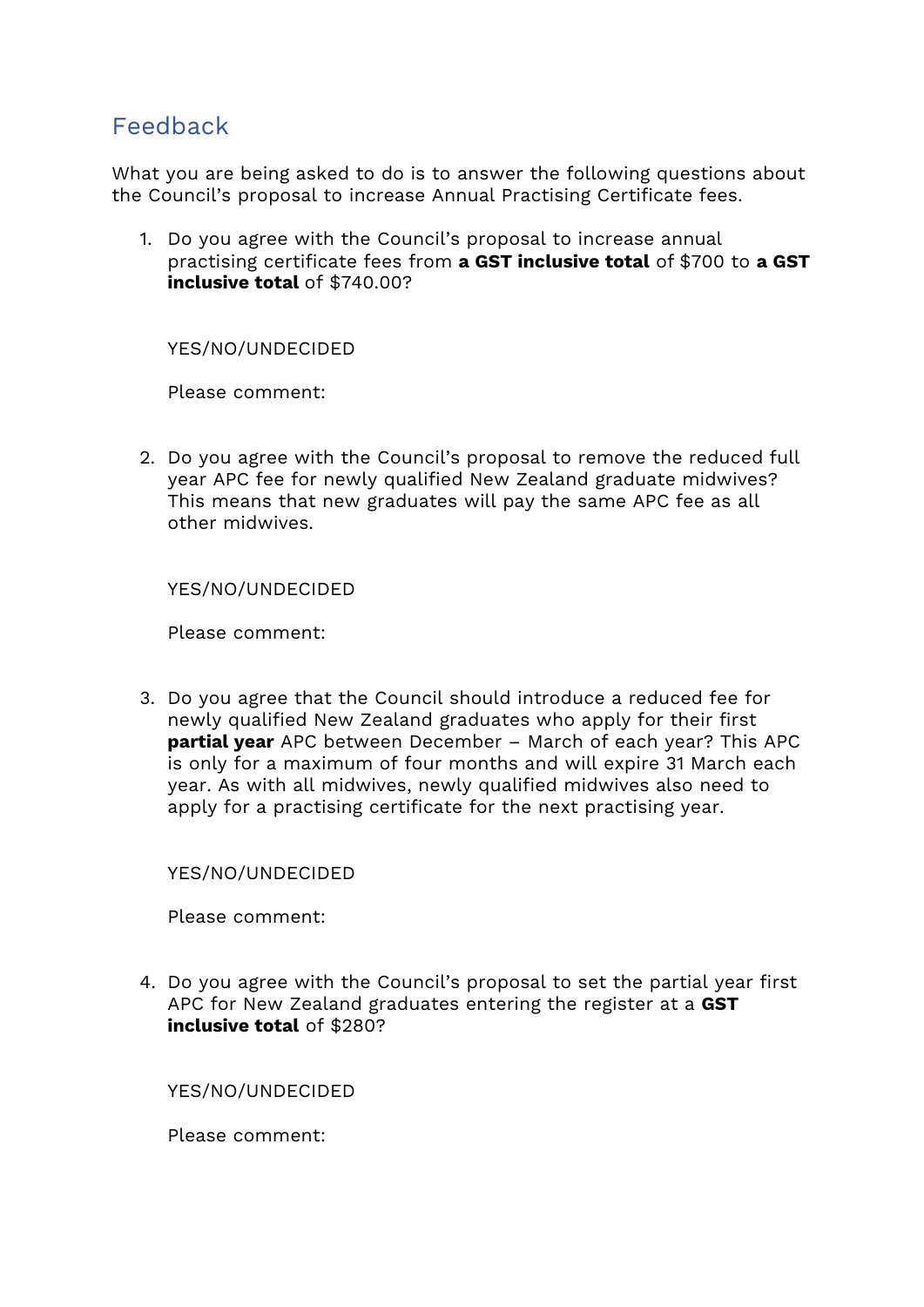## Feedback

What you are being asked to do is to answer the following questions about the Council's proposal to increase Annual Practising Certificate fees.

1. Do you agree with the Council's proposal to increase annual practising certificate fees from **a GST inclusive total** of $700 to **a GST inclusive total** of $740.00?

   YES/NO/UNDECIDED

   Please comment:

2. Do you agree with the Council's proposal to remove the reduced full year APC fee for newly qualified New Zealand graduate midwives? This means that new graduates will pay the same APC fee as all other midwives.

   YES/NO/UNDECIDED

   Please comment:

3. Do you agree that the Council should introduce a reduced fee for newly qualified New Zealand graduates who apply for their first **partial year** APC between December – March of each year? This APC is only for a maximum of four months and will expire 31 March each year. As with all midwives, newly qualified midwives also need to apply for a practising certificate for the next practising year.

   YES/NO/UNDECIDED

   Please comment:

4. Do you agree with the Council's proposal to set the partial year first APC for New Zealand graduates entering the register at a **GST inclusive total** of $280?

   YES/NO/UNDECIDED

   Please comment: